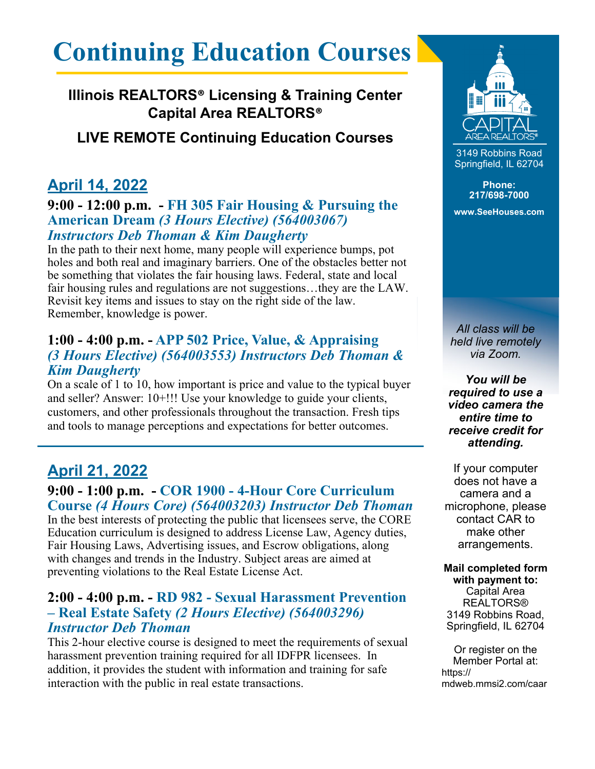# Continuing Education Courses

**Illinois REALTORS® Licensing & Training Center**
**Capital Area REALTORS®**

**LIVE REMOTE Continuing Education Courses**

## April 14, 2022

### 9:00 - 12:00 p.m. - FH 305 Fair Housing & Pursuing the American Dream *(3 Hours Elective) (564003067) Instructors Deb Thoman & Kim Daugherty*

In the path to their next home, many people will experience bumps, pot holes and both real and imaginary barriers. One of the obstacles better not be something that violates the fair housing laws. Federal, state and local fair housing rules and regulations are not suggestions…they are the LAW. Revisit key items and issues to stay on the right side of the law. Remember, knowledge is power.

### 1:00 - 4:00 p.m. - APP 502 Price, Value, & Appraising *(3 Hours Elective) (564003553) Instructors Deb Thoman & Kim Daugherty*

On a scale of 1 to 10, how important is price and value to the typical buyer and seller? Answer: 10+!!! Use your knowledge to guide your clients, customers, and other professionals throughout the transaction. Fresh tips and tools to manage perceptions and expectations for better outcomes.

---

## April 21, 2022

### 9:00 - 1:00 p.m. - COR 1900 - 4-Hour Core Curriculum Course *(4 Hours Core) (564003203) Instructor Deb Thoman*

In the best interests of protecting the public that licensees serve, the CORE Education curriculum is designed to address License Law, Agency duties, Fair Housing Laws, Advertising issues, and Escrow obligations, along with changes and trends in the Industry. Subject areas are aimed at preventing violations to the Real Estate License Act.

### 2:00 - 4:00 p.m. - RD 982 - Sexual Harassment Prevention – Real Estate Safety *(2 Hours Elective) (564003296) Instructor Deb Thoman*

This 2-hour elective course is designed to meet the requirements of sexual harassment prevention training required for all IDFPR licensees. In addition, it provides the student with information and training for safe interaction with the public in real estate transactions.

---

CAPITAL AREA REALTORS®
3149 Robbins Road
Springfield, IL 62704

**Phone:**
**217/698-7000**

**www.SeeHouses.com**

*All class will be held live remotely via Zoom.*

***You will be required to use a video camera the entire time to receive credit for attending.***

If your computer does not have a camera and a microphone, please contact CAR to make other arrangements.

**Mail completed form with payment to:**
Capital Area REALTORS®
3149 Robbins Road,
Springfield, IL 62704

Or register on the Member Portal at:
https://mdweb.mmsi2.com/caar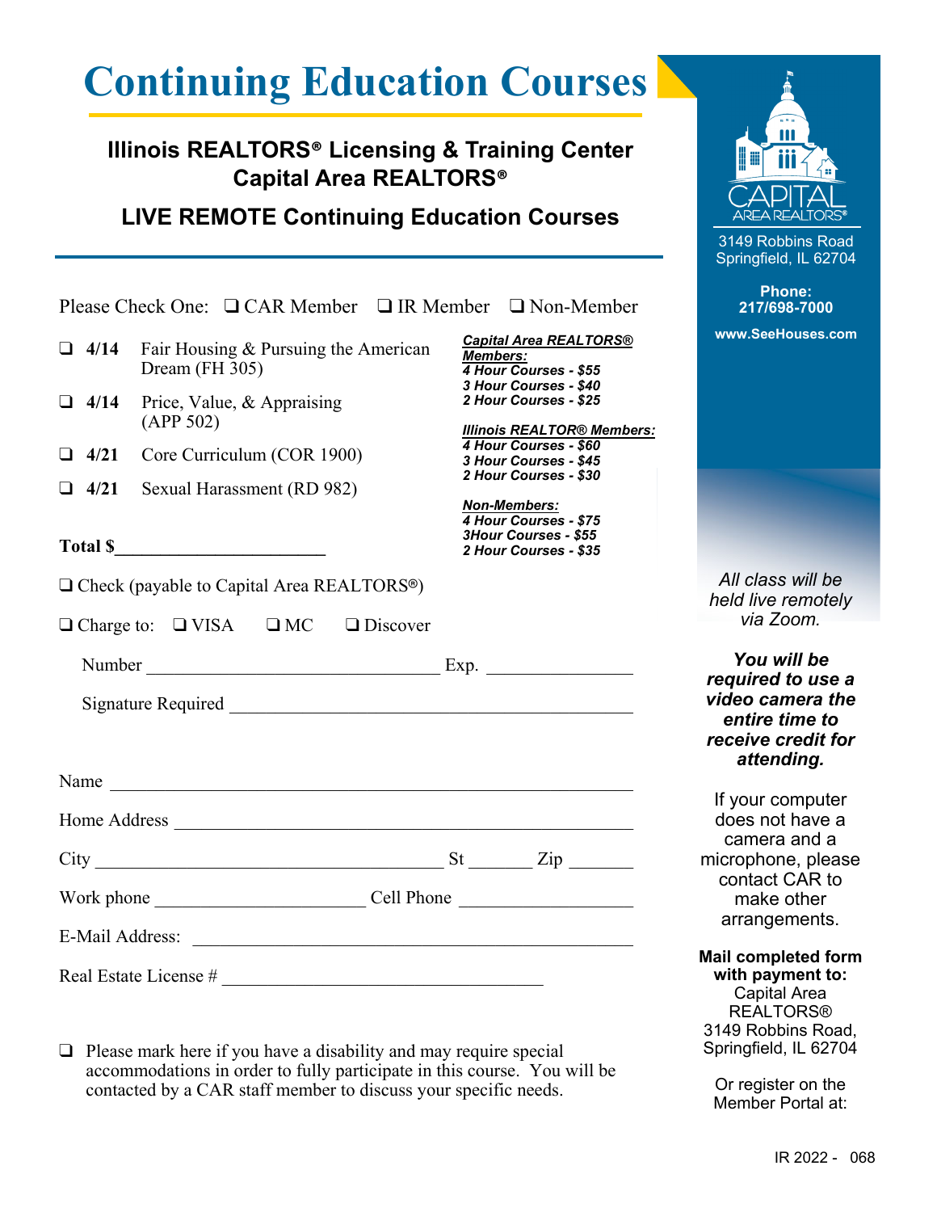# Continuing Education Courses

## Illinois REALTORS® Licensing & Training Center
## Capital Area REALTORS®

## LIVE REMOTE Continuing Education Courses

Please Check One: ❑ CAR Member ❑ IR Member ❑ Non-Member

- ❑ **4/14** Fair Housing & Pursuing the American Dream (FH 305)
- ❑ **4/14** Price, Value, & Appraising (APP 502)
- ❑ **4/21** Core Curriculum (COR 1900)
- ❑ **4/21** Sexual Harassment (RD 982)

***Capital Area REALTORS® Members:***
***4 Hour Courses - $55***
***3 Hour Courses - $40***
***2 Hour Courses - $25***

***Illinois REALTOR® Members:***
***4 Hour Courses - $60***
***3 Hour Courses - $45***
***2 Hour Courses - $30***

***Non-Members:***
***4 Hour Courses - $75***
***3Hour Courses - $55***
***2 Hour Courses - $35***

**Total $**________________________

❑ Check (payable to Capital Area REALTORS®)

❑ Charge to: ❑ VISA ❑ MC ❑ Discover

Number ________________________________ Exp. ______________

Signature Required ________________________________________

Name ______________________________________________________

Home Address ______________________________________________

City ____________________________________ St _______ Zip _______

Work phone _____________________ Cell Phone __________________

E-Mail Address: ___________________________________________

Real Estate License # ________________________________

❑ Please mark here if you have a disability and may require special accommodations in order to fully participate in this course. You will be contacted by a CAR staff member to discuss your specific needs.

CAPITAL AREA REALTORS®

3149 Robbins Road
Springfield, IL 62704

**Phone:**
**217/698-7000**

**www.SeeHouses.com**

*All class will be held live remotely via Zoom.*

***You will be required to use a video camera the entire time to receive credit for attending.***

If your computer does not have a camera and a microphone, please contact CAR to make other arrangements.

**Mail completed form with payment to:**
Capital Area REALTORS®
3149 Robbins Road,
Springfield, IL 62704

Or register on the Member Portal at:

IR 2022 - 068